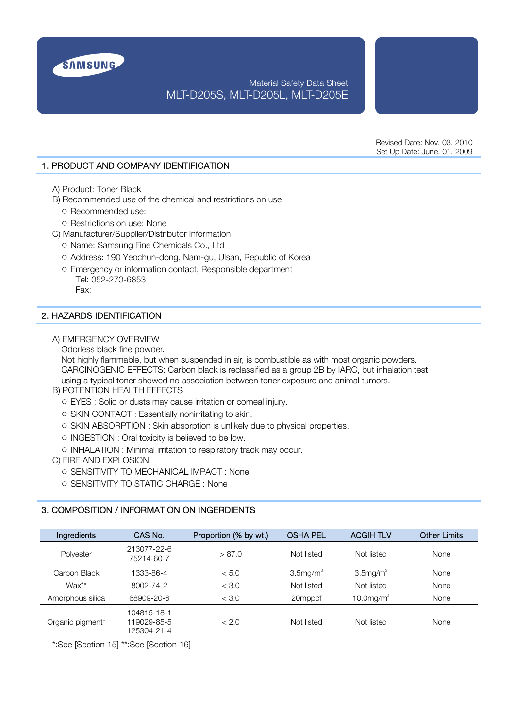SAMSUNG

Material Safety Data Sheet

MLT-D205S, MLT-D205L, MLT-D205E

Revised Date: Nov. 03, 2010
Set Up Date: June. 01, 2009

## 1. PRODUCT AND COMPANY IDENTIFICATION

A) Product: Toner Black

B) Recommended use of the chemical and restrictions on use

- ○ Recommended use:
- ○ Restrictions on use: None

C) Manufacturer/Supplier/Distributor Information

- ○ Name: Samsung Fine Chemicals Co., Ltd
- ○ Address: 190 Yeochun-dong, Nam-gu, Ulsan, Republic of Korea
- ○ Emergency or information contact, Responsible department
  Tel: 052-270-6853
  Fax:

## 2. HAZARDS IDENTIFICATION

A) EMERGENCY OVERVIEW

Odorless black fine powder.
Not highly flammable, but when suspended in air, is combustible as with most organic powders.
CARCINOGENIC EFFECTS: Carbon black is reclassified as a group 2B by IARC, but inhalation test using a typical toner showed no association between toner exposure and animal tumors.

B) POTENTION HEALTH EFFECTS

- ○ EYES : Solid or dusts may cause irritation or corneal injury.
- ○ SKIN CONTACT : Essentially nonirritating to skin.
- ○ SKIN ABSORPTION : Skin absorption is unlikely due to physical properties.
- ○ INGESTION : Oral toxicity is believed to be low.
- ○ INHALATION : Minimal irritation to respiratory track may occur.

C) FIRE AND EXPLOSION

- ○ SENSITIVITY TO MECHANICAL IMPACT : None
- ○ SENSITIVITY TO STATIC CHARGE : None

## 3. COMPOSITION / INFORMATION ON INGERDIENTS

| Ingredients | CAS No. | Proportion (% by wt.) | OSHA PEL | ACGIH TLV | Other Limits |
|---|---|---|---|---|---|
| Polyester | 213077-22-6<br>75214-60-7 | > 87.0 | Not listed | Not listed | None |
| Carbon Black | 1333-86-4 | < 5.0 | $3.5mg/m^3$ | $3.5mg/m^3$ | None |
| Wax** | 8002-74-2 | < 3.0 | Not listed | Not listed | None |
| Amorphous silica | 68909-20-6 | < 3.0 | 20mppcf | $10.0mg/m^3$ | None |
| Organic pigment* | 104815-18-1<br>119029-85-5<br>125304-21-4 | < 2.0 | Not listed | Not listed | None |

*:See [Section 15] **:See [Section 16]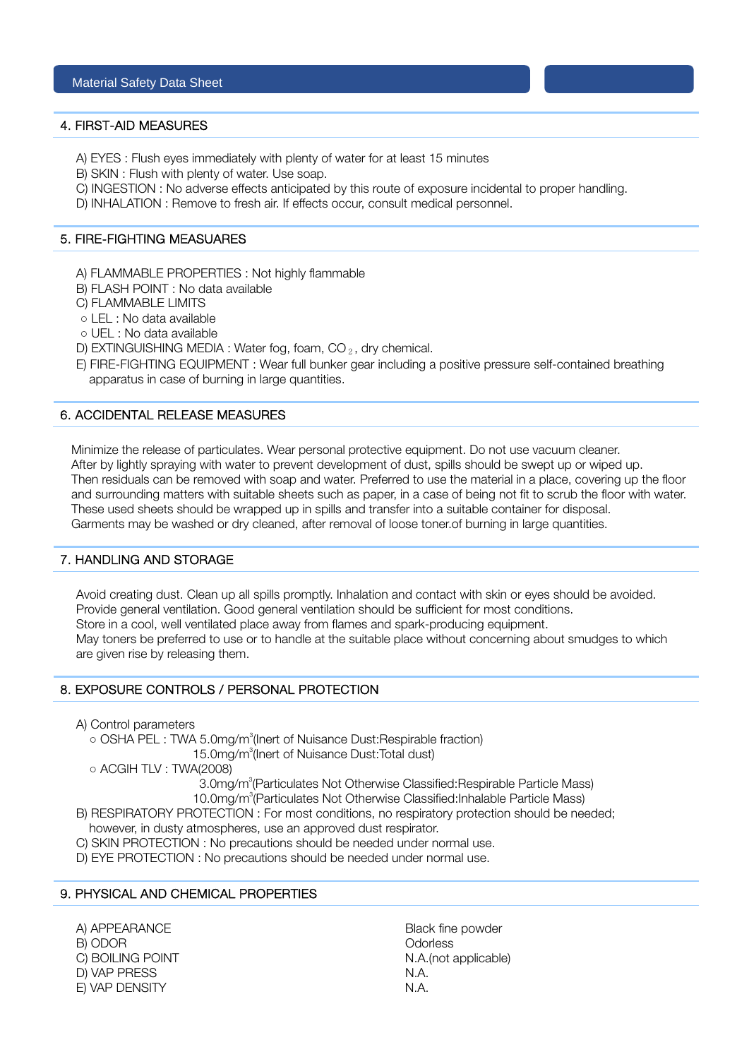## 4. FIRST-AID MEASURES

A) EYES : Flush eyes immediately with plenty of water for at least 15 minutes
B) SKIN : Flush with plenty of water. Use soap.
C) INGESTION : No adverse effects anticipated by this route of exposure incidental to proper handling.
D) INHALATION : Remove to fresh air. If effects occur, consult medical personnel.

## 5. FIRE-FIGHTING MEASUARES

A) FLAMMABLE PROPERTIES : Not highly flammable
B) FLASH POINT : No data available
C) FLAMMABLE LIMITS
○ LEL : No data available
○ UEL : No data available
D) EXTINGUISHING MEDIA : Water fog, foam, $CO_2$, dry chemical.
E) FIRE-FIGHTING EQUIPMENT : Wear full bunker gear including a positive pressure self-contained breathing apparatus in case of burning in large quantities.

## 6. ACCIDENTAL RELEASE MEASURES

Minimize the release of particulates. Wear personal protective equipment. Do not use vacuum cleaner.
After by lightly spraying with water to prevent development of dust, spills should be swept up or wiped up.
Then residuals can be removed with soap and water. Preferred to use the material in a place, covering up the floor and surrounding matters with suitable sheets such as paper, in a case of being not fit to scrub the floor with water.
These used sheets should be wrapped up in spills and transfer into a suitable container for disposal.
Garments may be washed or dry cleaned, after removal of loose toner.of burning in large quantities.

## 7. HANDLING AND STORAGE

Avoid creating dust. Clean up all spills promptly. Inhalation and contact with skin or eyes should be avoided.
Provide general ventilation. Good general ventilation should be sufficient for most conditions.
Store in a cool, well ventilated place away from flames and spark-producing equipment.
May toners be preferred to use or to handle at the suitable place without concerning about smudges to which are given rise by releasing them.

## 8. EXPOSURE CONTROLS / PERSONAL PROTECTION

A) Control parameters
○ OSHA PEL : TWA 5.0mg/$m^3$(Inert of Nuisance Dust:Respirable fraction)
15.0mg/$m^3$(Inert of Nuisance Dust:Total dust)
○ ACGIH TLV : TWA(2008)
3.0mg/$m^3$(Particulates Not Otherwise Classified:Respirable Particle Mass)
10.0mg/$m^3$(Particulates Not Otherwise Classified:Inhalable Particle Mass)
B) RESPIRATORY PROTECTION : For most conditions, no respiratory protection should be needed; however, in dusty atmospheres, use an approved dust respirator.
C) SKIN PROTECTION : No precautions should be needed under normal use.
D) EYE PROTECTION : No precautions should be needed under normal use.

## 9. PHYSICAL AND CHEMICAL PROPERTIES

| | |
|---|---|
| A) APPEARANCE | Black fine powder |
| B) ODOR | Odorless |
| C) BOILING POINT | N.A.(not applicable) |
| D) VAP PRESS | N.A. |
| E) VAP DENSITY | N.A. |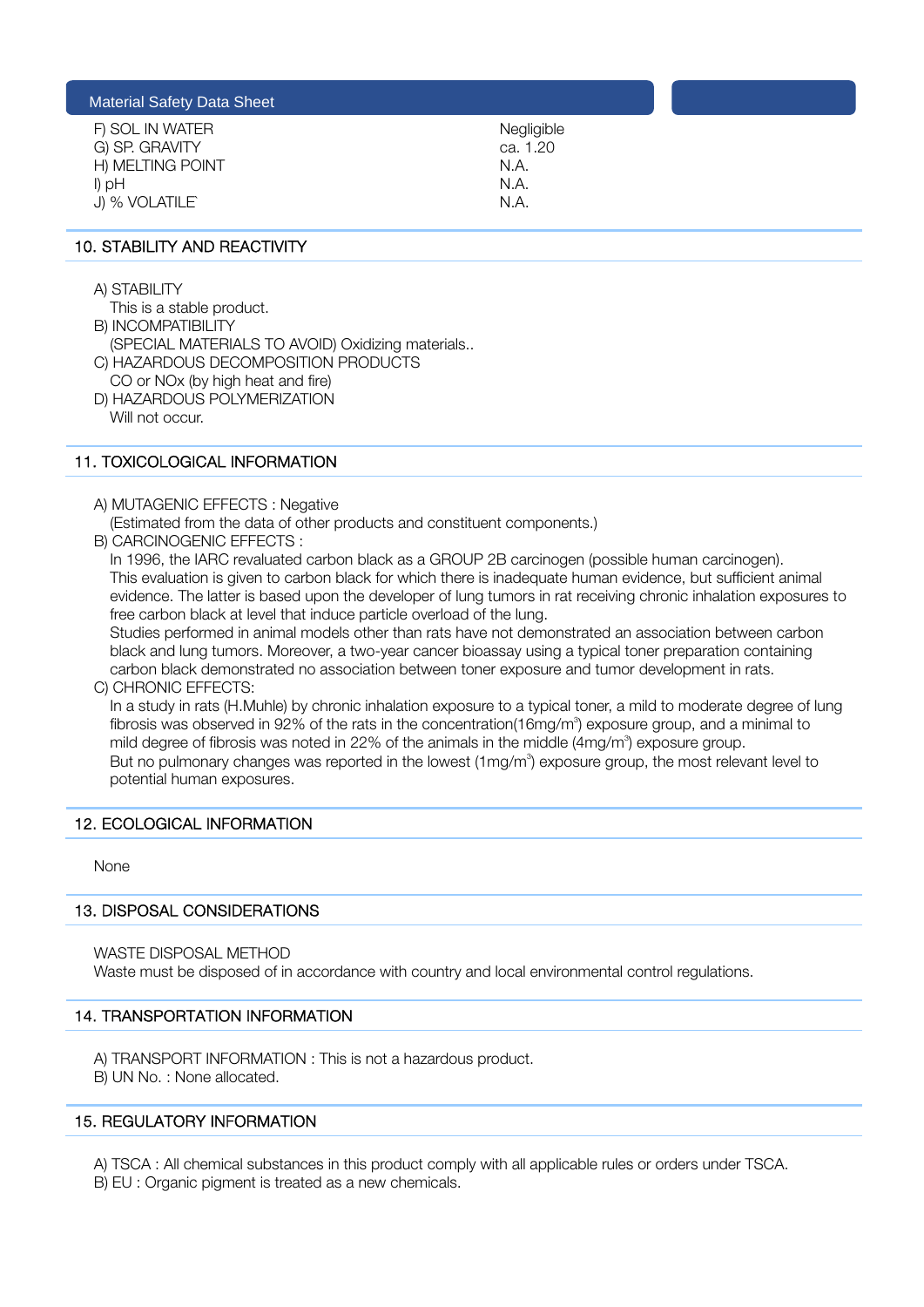| | |
|---|---|
| F) SOL IN WATER | Negligible |
| G) SP. GRAVITY | ca. 1.20 |
| H) MELTING POINT | N.A. |
| I) pH | N.A. |
| J) % VOLATILE` | N.A. |

## 10. STABILITY AND REACTIVITY

A) STABILITY
This is a stable product.
B) INCOMPATIBILITY
(SPECIAL MATERIALS TO AVOID) Oxidizing materials..
C) HAZARDOUS DECOMPOSITION PRODUCTS
CO or NOx (by high heat and fire)
D) HAZARDOUS POLYMERIZATION
Will not occur.

## 11. TOXICOLOGICAL INFORMATION

A) MUTAGENIC EFFECTS : Negative
(Estimated from the data of other products and constituent components.)
B) CARCINOGENIC EFFECTS :
In 1996, the IARC revaluated carbon black as a GROUP 2B carcinogen (possible human carcinogen). This evaluation is given to carbon black for which there is inadequate human evidence, but sufficient animal evidence. The latter is based upon the developer of lung tumors in rat receiving chronic inhalation exposures to free carbon black at level that induce particle overload of the lung.
Studies performed in animal models other than rats have not demonstrated an association between carbon black and lung tumors. Moreover, a two-year cancer bioassay using a typical toner preparation containing carbon black demonstrated no association between toner exposure and tumor development in rats.
C) CHRONIC EFFECTS:
In a study in rats (H.Muhle) by chronic inhalation exposure to a typical toner, a mild to moderate degree of lung fibrosis was observed in 92% of the rats in the concentration(16mg/$m^3$) exposure group, and a minimal to mild degree of fibrosis was noted in 22% of the animals in the middle (4mg/$m^3$) exposure group.
But no pulmonary changes was reported in the lowest (1mg/$m^3$) exposure group, the most relevant level to potential human exposures.

## 12. ECOLOGICAL INFORMATION

None

## 13. DISPOSAL CONSIDERATIONS

WASTE DISPOSAL METHOD
Waste must be disposed of in accordance with country and local environmental control regulations.

## 14. TRANSPORTATION INFORMATION

A) TRANSPORT INFORMATION : This is not a hazardous product.
B) UN No. : None allocated.

## 15. REGULATORY INFORMATION

A) TSCA : All chemical substances in this product comply with all applicable rules or orders under TSCA.
B) EU : Organic pigment is treated as a new chemicals.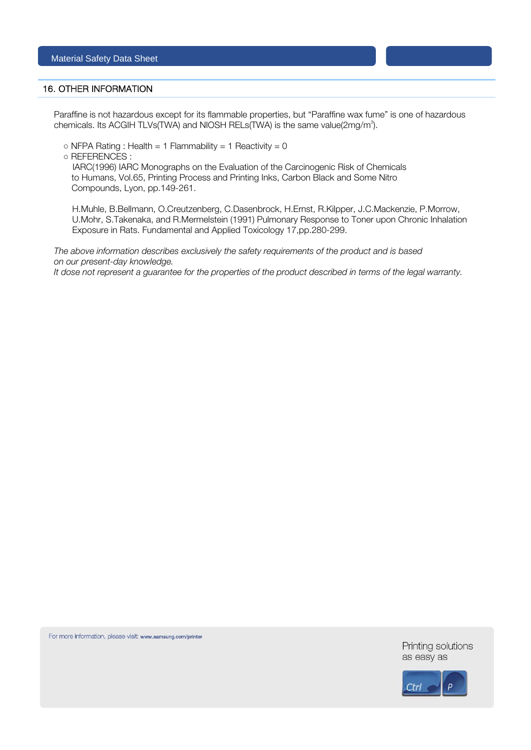## 16. OTHER INFORMATION

Paraffine is not hazardous except for its flammable properties, but “Paraffine wax fume” is one of hazardous chemicals. Its ACGIH TLVs(TWA) and NIOSH RELs(TWA) is the same value(2mg/$m^3$).

○ NFPA Rating : Health = 1 Flammability = 1 Reactivity = 0

○ REFERENCES :

IARC(1996) IARC Monographs on the Evaluation of the Carcinogenic Risk of Chemicals to Humans, Vol.65, Printing Process and Printing Inks, Carbon Black and Some Nitro Compounds, Lyon, pp.149-261.

H.Muhle, B.Bellmann, O.Creutzenberg, C.Dasenbrock, H.Ernst, R.Kilpper, J.C.Mackenzie, P.Morrow, U.Mohr, S.Takenaka, and R.Mermelstein (1991) Pulmonary Response to Toner upon Chronic Inhalation Exposure in Rats. Fundamental and Applied Toxicology 17,pp.280-299.

*The above information describes exclusively the safety requirements of the product and is based on our present-day knowledge.*

*It dose not represent a guarantee for the properties of the product described in terms of the legal warranty.*